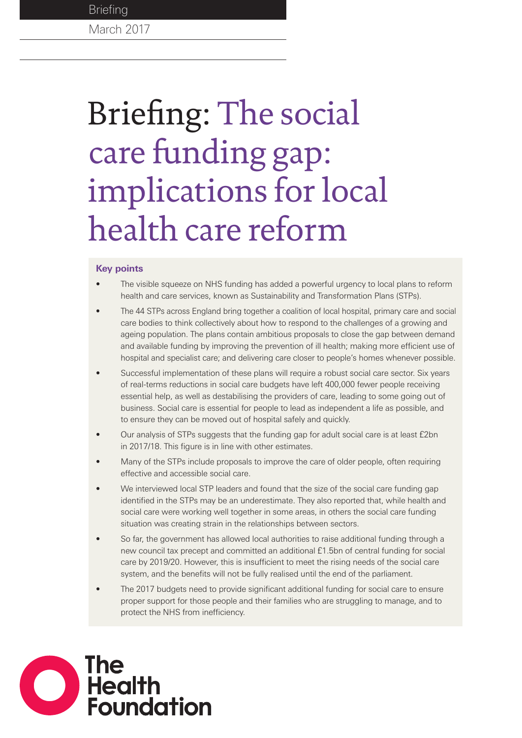Briefing

March 2017

# Briefing: The social care funding gap: implications for local health care reform

**Key points**

- The visible squeeze on NHS funding has added a powerful urgency to local plans to reform health and care services, known as Sustainability and Transformation Plans (STPs).
- The 44 STPs across England bring together a coalition of local hospital, primary care and social care bodies to think collectively about how to respond to the challenges of a growing and ageing population. The plans contain ambitious proposals to close the gap between demand and available funding by improving the prevention of ill health; making more efficient use of hospital and specialist care; and delivering care closer to people's homes whenever possible.
- Successful implementation of these plans will require a robust social care sector. Six years of real-terms reductions in social care budgets have left 400,000 fewer people receiving essential help, as well as destabilising the providers of care, leading to some going out of business. Social care is essential for people to lead as independent a life as possible, and to ensure they can be moved out of hospital safely and quickly.
- Our analysis of STPs suggests that the funding gap for adult social care is at least £2bn in 2017/18. This figure is in line with other estimates.
- Many of the STPs include proposals to improve the care of older people, often requiring effective and accessible social care.
- We interviewed local STP leaders and found that the size of the social care funding gap identified in the STPs may be an underestimate. They also reported that, while health and social care were working well together in some areas, in others the social care funding situation was creating strain in the relationships between sectors.
- So far, the government has allowed local authorities to raise additional funding through a new council tax precept and committed an additional £1.5bn of central funding for social care by 2019/20. However, this is insufficient to meet the rising needs of the social care system, and the benefits will not be fully realised until the end of the parliament.
- The 2017 budgets need to provide significant additional funding for social care to ensure proper support for those people and their families who are struggling to manage, and to protect the NHS from inefficiency.

The Health Foundation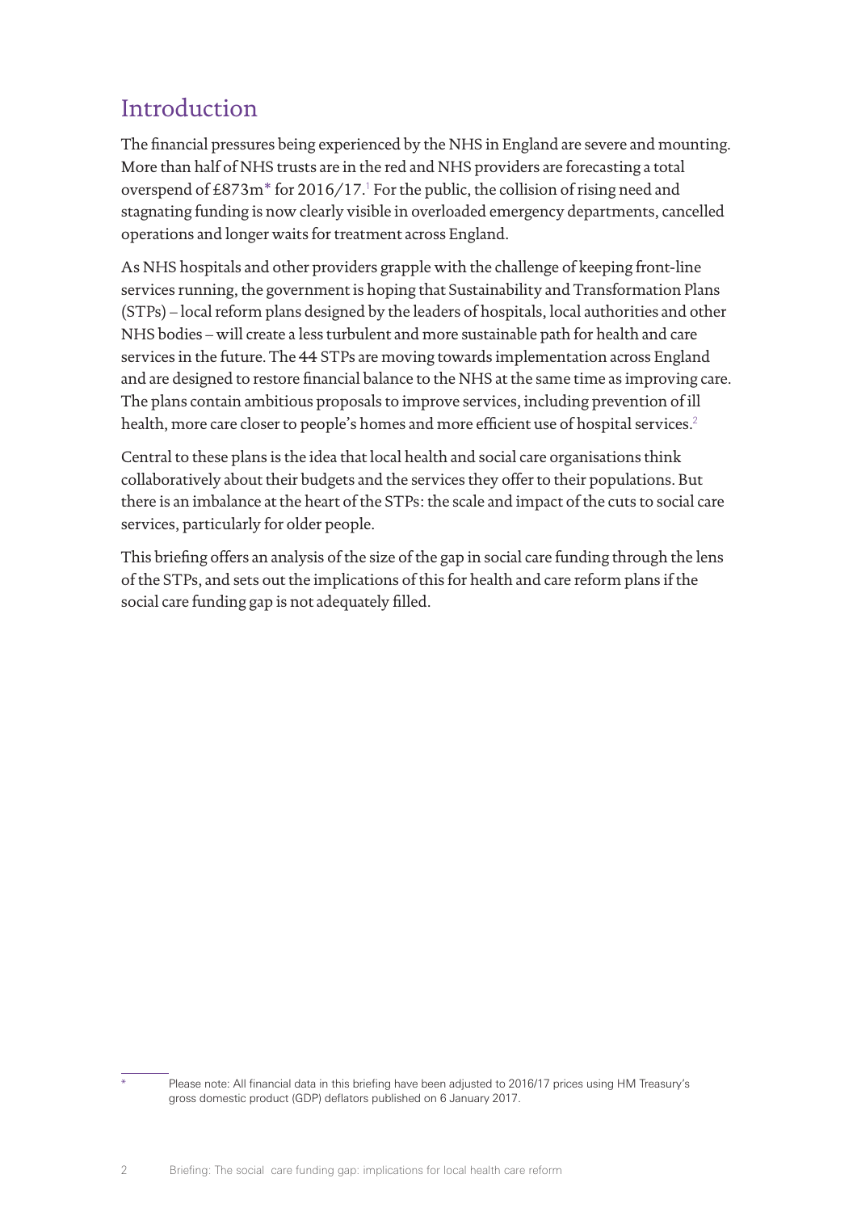## Introduction

The financial pressures being experienced by the NHS in England are severe and mounting. More than half of NHS trusts are in the red and NHS providers are forecasting a total overspend of £873m* for 2016/17.[1] For the public, the collision of rising need and stagnating funding is now clearly visible in overloaded emergency departments, cancelled operations and longer waits for treatment across England.

As NHS hospitals and other providers grapple with the challenge of keeping front-line services running, the government is hoping that Sustainability and Transformation Plans (STPs) – local reform plans designed by the leaders of hospitals, local authorities and other NHS bodies – will create a less turbulent and more sustainable path for health and care services in the future. The 44 STPs are moving towards implementation across England and are designed to restore financial balance to the NHS at the same time as improving care. The plans contain ambitious proposals to improve services, including prevention of ill health, more care closer to people's homes and more efficient use of hospital services.[2]

Central to these plans is the idea that local health and social care organisations think collaboratively about their budgets and the services they offer to their populations. But there is an imbalance at the heart of the STPs: the scale and impact of the cuts to social care services, particularly for older people.

This briefing offers an analysis of the size of the gap in social care funding through the lens of the STPs, and sets out the implications of this for health and care reform plans if the social care funding gap is not adequately filled.

---

* Please note: All financial data in this briefing have been adjusted to 2016/17 prices using HM Treasury's gross domestic product (GDP) deflators published on 6 January 2017.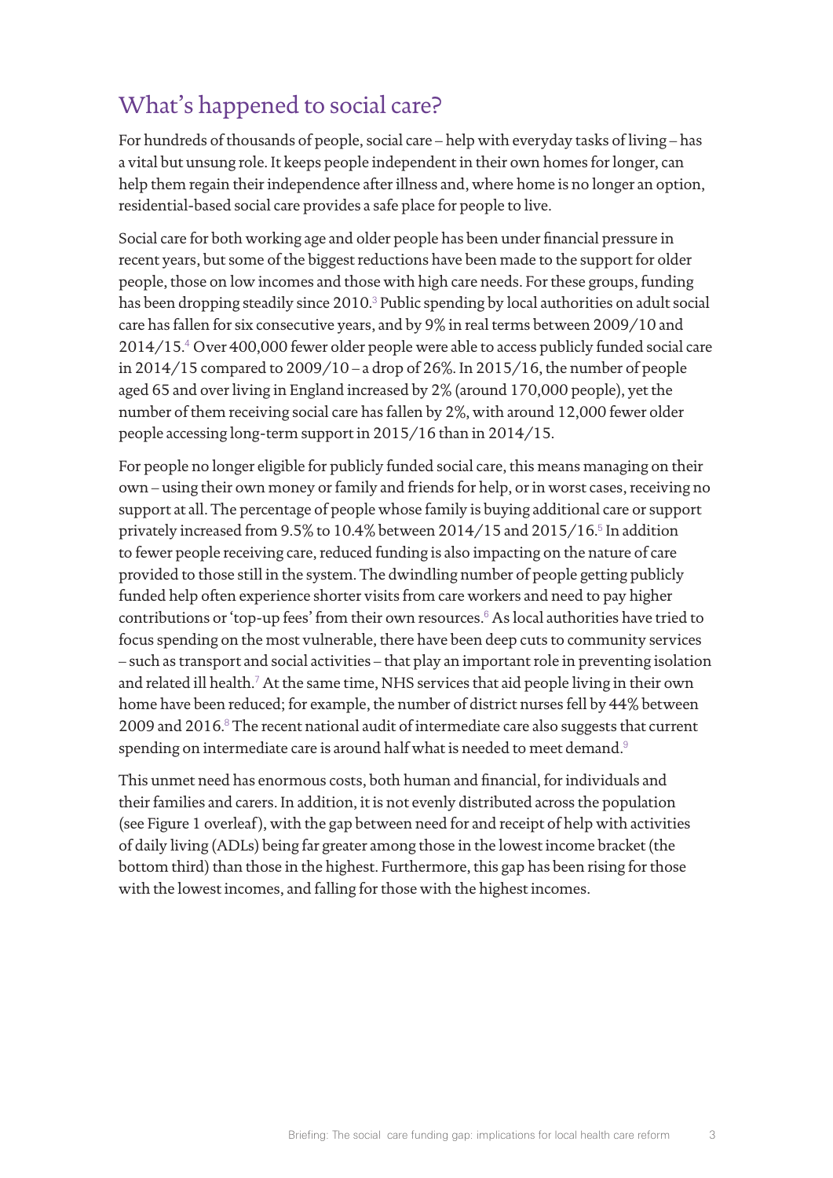## What's happened to social care?

For hundreds of thousands of people, social care – help with everyday tasks of living – has a vital but unsung role. It keeps people independent in their own homes for longer, can help them regain their independence after illness and, where home is no longer an option, residential-based social care provides a safe place for people to live.

Social care for both working age and older people has been under financial pressure in recent years, but some of the biggest reductions have been made to the support for older people, those on low incomes and those with high care needs. For these groups, funding has been dropping steadily since 2010.[3] Public spending by local authorities on adult social care has fallen for six consecutive years, and by 9% in real terms between 2009/10 and 2014/15.[4] Over 400,000 fewer older people were able to access publicly funded social care in 2014/15 compared to 2009/10 – a drop of 26%. In 2015/16, the number of people aged 65 and over living in England increased by 2% (around 170,000 people), yet the number of them receiving social care has fallen by 2%, with around 12,000 fewer older people accessing long-term support in 2015/16 than in 2014/15.

For people no longer eligible for publicly funded social care, this means managing on their own – using their own money or family and friends for help, or in worst cases, receiving no support at all. The percentage of people whose family is buying additional care or support privately increased from 9.5% to 10.4% between 2014/15 and 2015/16.[5] In addition to fewer people receiving care, reduced funding is also impacting on the nature of care provided to those still in the system. The dwindling number of people getting publicly funded help often experience shorter visits from care workers and need to pay higher contributions or 'top-up fees' from their own resources.[6] As local authorities have tried to focus spending on the most vulnerable, there have been deep cuts to community services – such as transport and social activities – that play an important role in preventing isolation and related ill health.[7] At the same time, NHS services that aid people living in their own home have been reduced; for example, the number of district nurses fell by 44% between 2009 and 2016.[8] The recent national audit of intermediate care also suggests that current spending on intermediate care is around half what is needed to meet demand.[9]

This unmet need has enormous costs, both human and financial, for individuals and their families and carers. In addition, it is not evenly distributed across the population (see Figure 1 overleaf), with the gap between need for and receipt of help with activities of daily living (ADLs) being far greater among those in the lowest income bracket (the bottom third) than those in the highest. Furthermore, this gap has been rising for those with the lowest incomes, and falling for those with the highest incomes.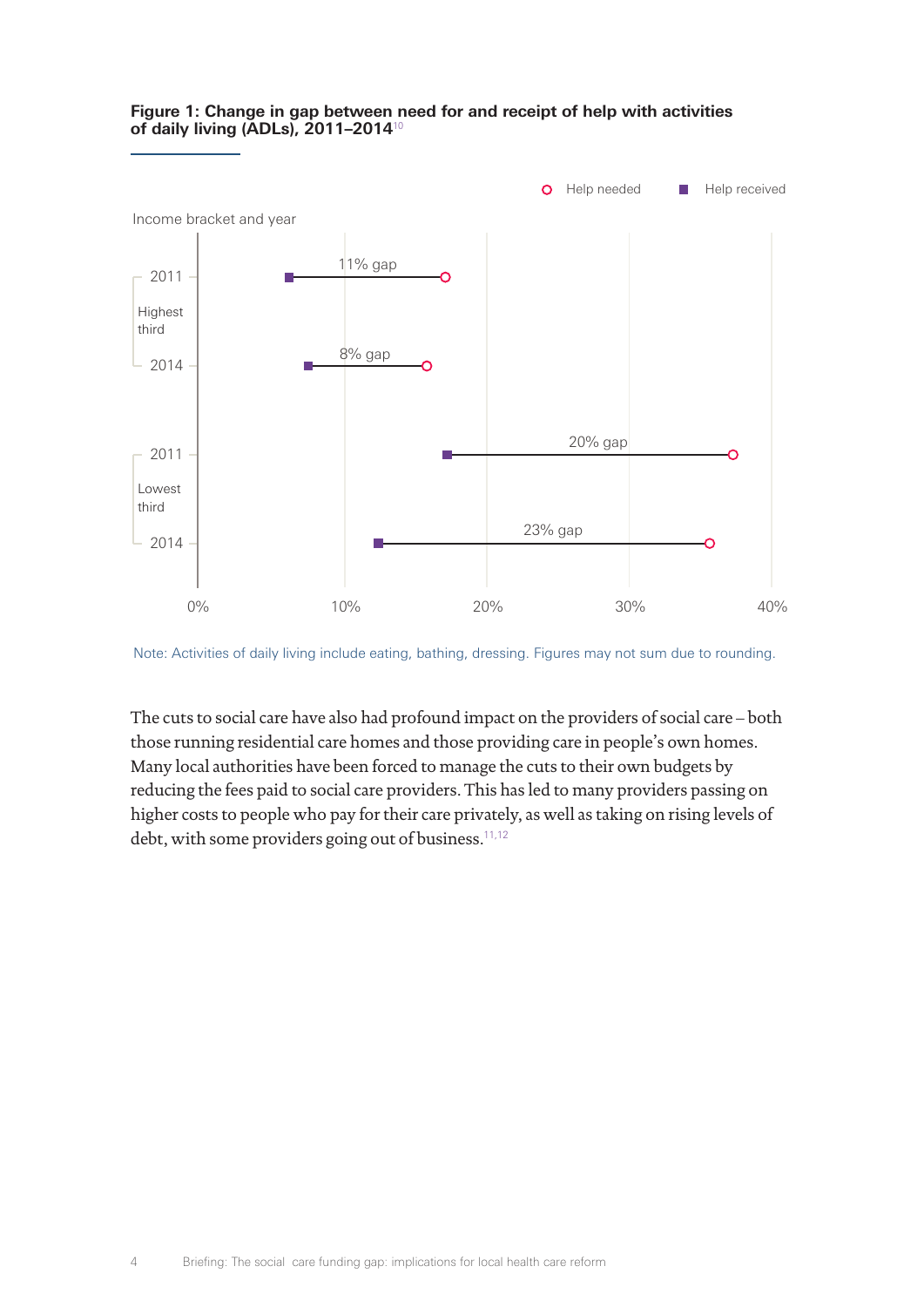**Figure 1: Change in gap between need for and receipt of help with activities of daily living (ADLs), 2011–2014**[10]

Help needed Help received

Income bracket and year

| Income bracket | Year | Gap |
|---|---|---|
| Highest third | 2011 | 11% gap |
| Highest third | 2014 | 8% gap |
| Lowest third | 2011 | 20% gap |
| Lowest third | 2014 | 23% gap |

0% 10% 20% 30% 40%

Note: Activities of daily living include eating, bathing, dressing. Figures may not sum due to rounding.

The cuts to social care have also had profound impact on the providers of social care – both those running residential care homes and those providing care in people's own homes. Many local authorities have been forced to manage the cuts to their own budgets by reducing the fees paid to social care providers. This has led to many providers passing on higher costs to people who pay for their care privately, as well as taking on rising levels of debt, with some providers going out of business.[11,12]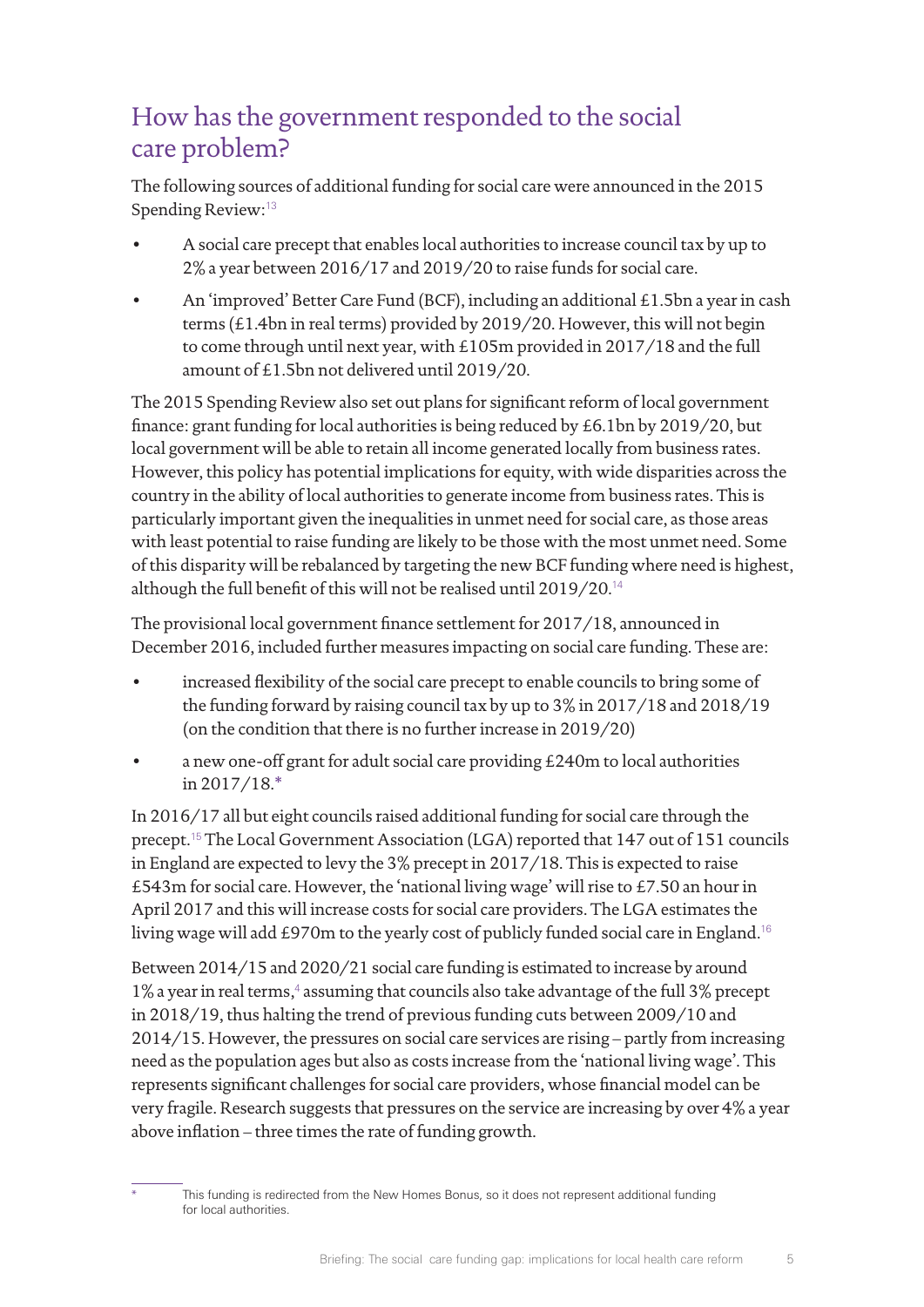## How has the government responded to the social care problem?

The following sources of additional funding for social care were announced in the 2015 Spending Review:[13]

- A social care precept that enables local authorities to increase council tax by up to 2% a year between 2016/17 and 2019/20 to raise funds for social care.
- An 'improved' Better Care Fund (BCF), including an additional £1.5bn a year in cash terms (£1.4bn in real terms) provided by 2019/20. However, this will not begin to come through until next year, with £105m provided in 2017/18 and the full amount of £1.5bn not delivered until 2019/20.

The 2015 Spending Review also set out plans for significant reform of local government finance: grant funding for local authorities is being reduced by £6.1bn by 2019/20, but local government will be able to retain all income generated locally from business rates. However, this policy has potential implications for equity, with wide disparities across the country in the ability of local authorities to generate income from business rates. This is particularly important given the inequalities in unmet need for social care, as those areas with least potential to raise funding are likely to be those with the most unmet need. Some of this disparity will be rebalanced by targeting the new BCF funding where need is highest, although the full benefit of this will not be realised until 2019/20.[14]

The provisional local government finance settlement for 2017/18, announced in December 2016, included further measures impacting on social care funding. These are:

- increased flexibility of the social care precept to enable councils to bring some of the funding forward by raising council tax by up to 3% in 2017/18 and 2018/19 (on the condition that there is no further increase in 2019/20)
- a new one-off grant for adult social care providing £240m to local authorities in 2017/18.*

In 2016/17 all but eight councils raised additional funding for social care through the precept.[15] The Local Government Association (LGA) reported that 147 out of 151 councils in England are expected to levy the 3% precept in 2017/18. This is expected to raise £543m for social care. However, the 'national living wage' will rise to £7.50 an hour in April 2017 and this will increase costs for social care providers. The LGA estimates the living wage will add £970m to the yearly cost of publicly funded social care in England.[16]

Between 2014/15 and 2020/21 social care funding is estimated to increase by around 1% a year in real terms,[4] assuming that councils also take advantage of the full 3% precept in 2018/19, thus halting the trend of previous funding cuts between 2009/10 and 2014/15. However, the pressures on social care services are rising – partly from increasing need as the population ages but also as costs increase from the 'national living wage'. This represents significant challenges for social care providers, whose financial model can be very fragile. Research suggests that pressures on the service are increasing by over 4% a year above inflation – three times the rate of funding growth.

---

* This funding is redirected from the New Homes Bonus, so it does not represent additional funding for local authorities.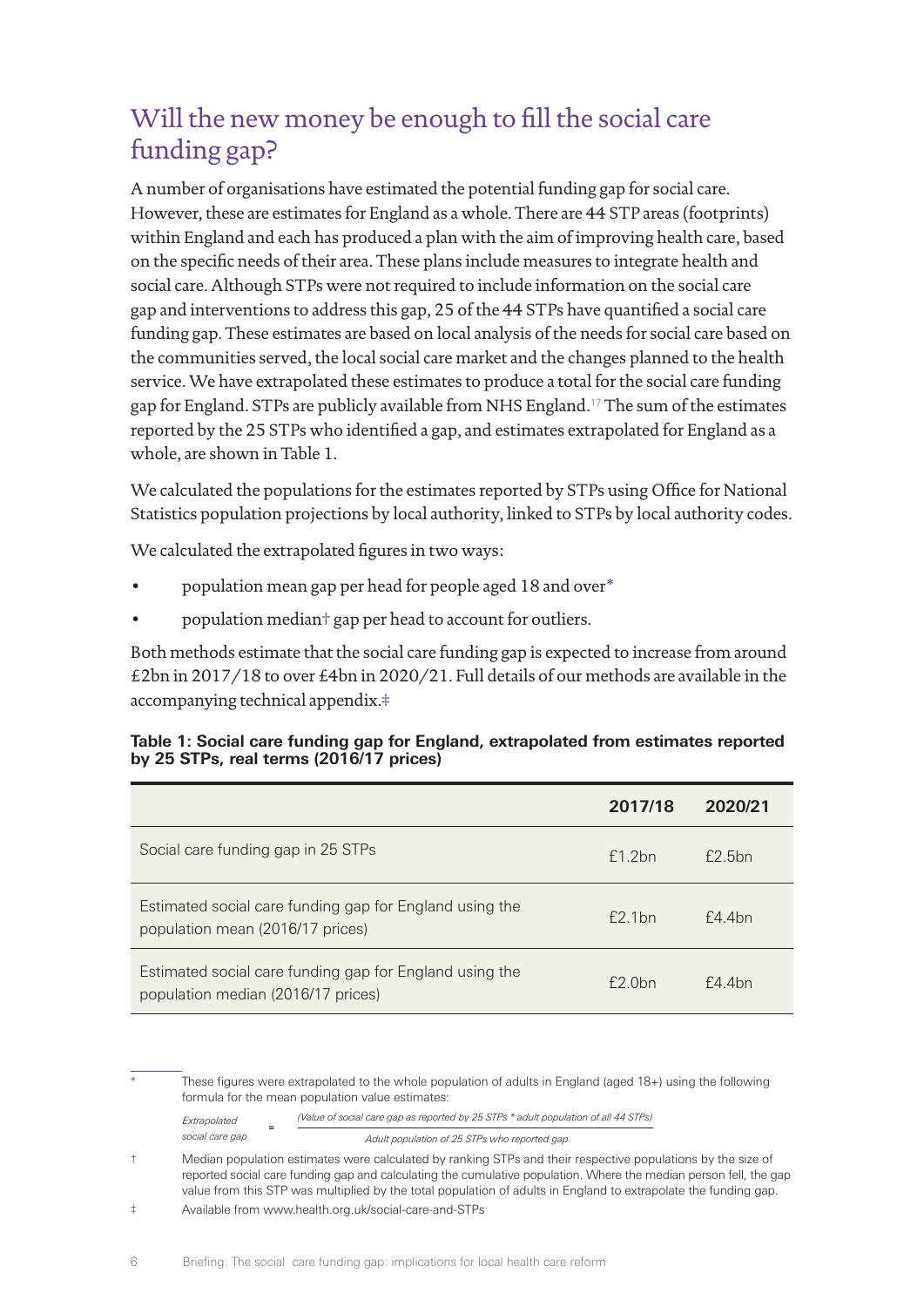## Will the new money be enough to fill the social care funding gap?

A number of organisations have estimated the potential funding gap for social care. However, these are estimates for England as a whole. There are 44 STP areas (footprints) within England and each has produced a plan with the aim of improving health care, based on the specific needs of their area. These plans include measures to integrate health and social care. Although STPs were not required to include information on the social care gap and interventions to address this gap, 25 of the 44 STPs have quantified a social care funding gap. These estimates are based on local analysis of the needs for social care based on the communities served, the local social care market and the changes planned to the health service. We have extrapolated these estimates to produce a total for the social care funding gap for England. STPs are publicly available from NHS England.[17] The sum of the estimates reported by the 25 STPs who identified a gap, and estimates extrapolated for England as a whole, are shown in Table 1.

We calculated the populations for the estimates reported by STPs using Office for National Statistics population projections by local authority, linked to STPs by local authority codes.

We calculated the extrapolated figures in two ways:

- population mean gap per head for people aged 18 and over*
- population median† gap per head to account for outliers.

Both methods estimate that the social care funding gap is expected to increase from around £2bn in 2017/18 to over £4bn in 2020/21. Full details of our methods are available in the accompanying technical appendix.‡

**Table 1: Social care funding gap for England, extrapolated from estimates reported by 25 STPs, real terms (2016/17 prices)**

| | 2017/18 | 2020/21 |
|---|---|---|
| Social care funding gap in 25 STPs | £1.2bn | £2.5bn |
| Estimated social care funding gap for England using the population mean (2016/17 prices) | £2.1bn | £4.4bn |
| Estimated social care funding gap for England using the population median (2016/17 prices) | £2.0bn | £4.4bn |

\* These figures were extrapolated to the whole population of adults in England (aged 18+) using the following formula for the mean population value estimates:

$$\text{Extrapolated social care gap} = \frac{\text{(Value of social care gap as reported by 25 STPs * adult population of all 44 STPs)}}{\text{Adult population of 25 STPs who reported gap}}$$

† Median population estimates were calculated by ranking STPs and their respective populations by the size of reported social care funding gap and calculating the cumulative population. Where the median person fell, the gap value from this STP was multiplied by the total population of adults in England to extrapolate the funding gap.

‡ Available from www.health.org.uk/social-care-and-STPs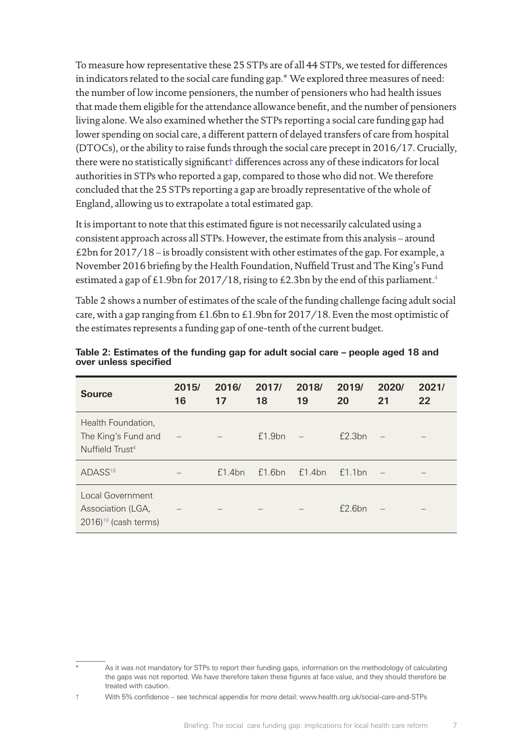To measure how representative these 25 STPs are of all 44 STPs, we tested for differences in indicators related to the social care funding gap.* We explored three measures of need: the number of low income pensioners, the number of pensioners who had health issues that made them eligible for the attendance allowance benefit, and the number of pensioners living alone. We also examined whether the STPs reporting a social care funding gap had lower spending on social care, a different pattern of delayed transfers of care from hospital (DTOCs), or the ability to raise funds through the social care precept in 2016/17. Crucially, there were no statistically significant† differences across any of these indicators for local authorities in STPs who reported a gap, compared to those who did not. We therefore concluded that the 25 STPs reporting a gap are broadly representative of the whole of England, allowing us to extrapolate a total estimated gap.

It is important to note that this estimated figure is not necessarily calculated using a consistent approach across all STPs. However, the estimate from this analysis – around £2bn for 2017/18 – is broadly consistent with other estimates of the gap. For example, a November 2016 briefing by the Health Foundation, Nuffield Trust and The King's Fund estimated a gap of £1.9bn for 2017/18, rising to £2.3bn by the end of this parliament.[4]

Table 2 shows a number of estimates of the scale of the funding challenge facing adult social care, with a gap ranging from £1.6bn to £1.9bn for 2017/18. Even the most optimistic of the estimates represents a funding gap of one-tenth of the current budget.

**Table 2: Estimates of the funding gap for adult social care – people aged 18 and over unless specified**

| Source | 2015/16 | 2016/17 | 2017/18 | 2018/19 | 2019/20 | 2020/21 | 2021/22 |
|---|---|---|---|---|---|---|---|
| Health Foundation, The King's Fund and Nuffield Trust[4] | – | – | £1.9bn | – | £2.3bn | – | – |
| ADASS[18] | – | £1.4bn | £1.6bn | £1.4bn | £1.1bn | – | – |
| Local Government Association (LGA, 2016)[19] (cash terms) | – | – | – | – | £2.6bn | – | – |

\* As it was not mandatory for STPs to report their funding gaps, information on the methodology of calculating the gaps was not reported. We have therefore taken these figures at face value, and they should therefore be treated with caution.

† With 5% confidence – see technical appendix for more detail: www.health.org.uk/social-care-and-STPs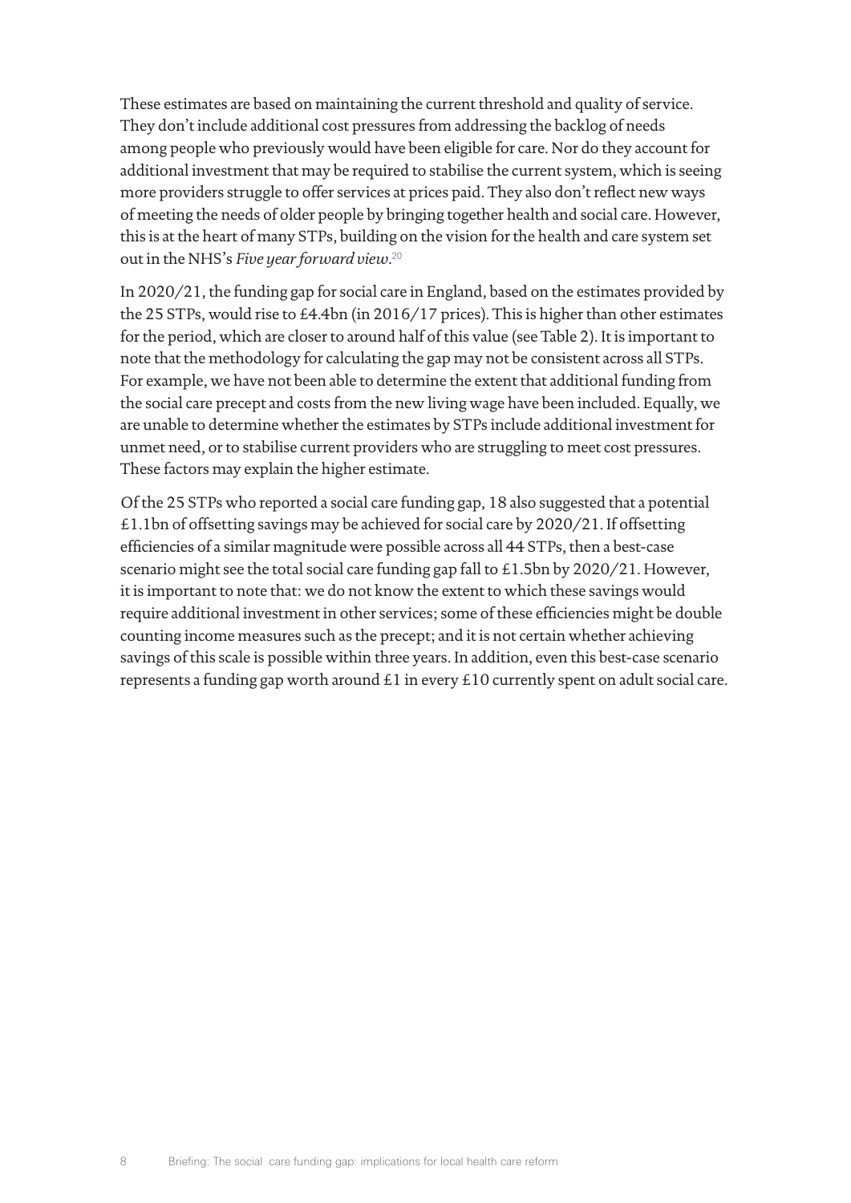These estimates are based on maintaining the current threshold and quality of service. They don't include additional cost pressures from addressing the backlog of needs among people who previously would have been eligible for care. Nor do they account for additional investment that may be required to stabilise the current system, which is seeing more providers struggle to offer services at prices paid. They also don't reflect new ways of meeting the needs of older people by bringing together health and social care. However, this is at the heart of many STPs, building on the vision for the health and care system set out in the NHS's *Five year forward view*.[20]

In 2020/21, the funding gap for social care in England, based on the estimates provided by the 25 STPs, would rise to £4.4bn (in 2016/17 prices). This is higher than other estimates for the period, which are closer to around half of this value (see Table 2). It is important to note that the methodology for calculating the gap may not be consistent across all STPs. For example, we have not been able to determine the extent that additional funding from the social care precept and costs from the new living wage have been included. Equally, we are unable to determine whether the estimates by STPs include additional investment for unmet need, or to stabilise current providers who are struggling to meet cost pressures. These factors may explain the higher estimate.

Of the 25 STPs who reported a social care funding gap, 18 also suggested that a potential £1.1bn of offsetting savings may be achieved for social care by 2020/21. If offsetting efficiencies of a similar magnitude were possible across all 44 STPs, then a best-case scenario might see the total social care funding gap fall to £1.5bn by 2020/21. However, it is important to note that: we do not know the extent to which these savings would require additional investment in other services; some of these efficiencies might be double counting income measures such as the precept; and it is not certain whether achieving savings of this scale is possible within three years. In addition, even this best-case scenario represents a funding gap worth around £1 in every £10 currently spent on adult social care.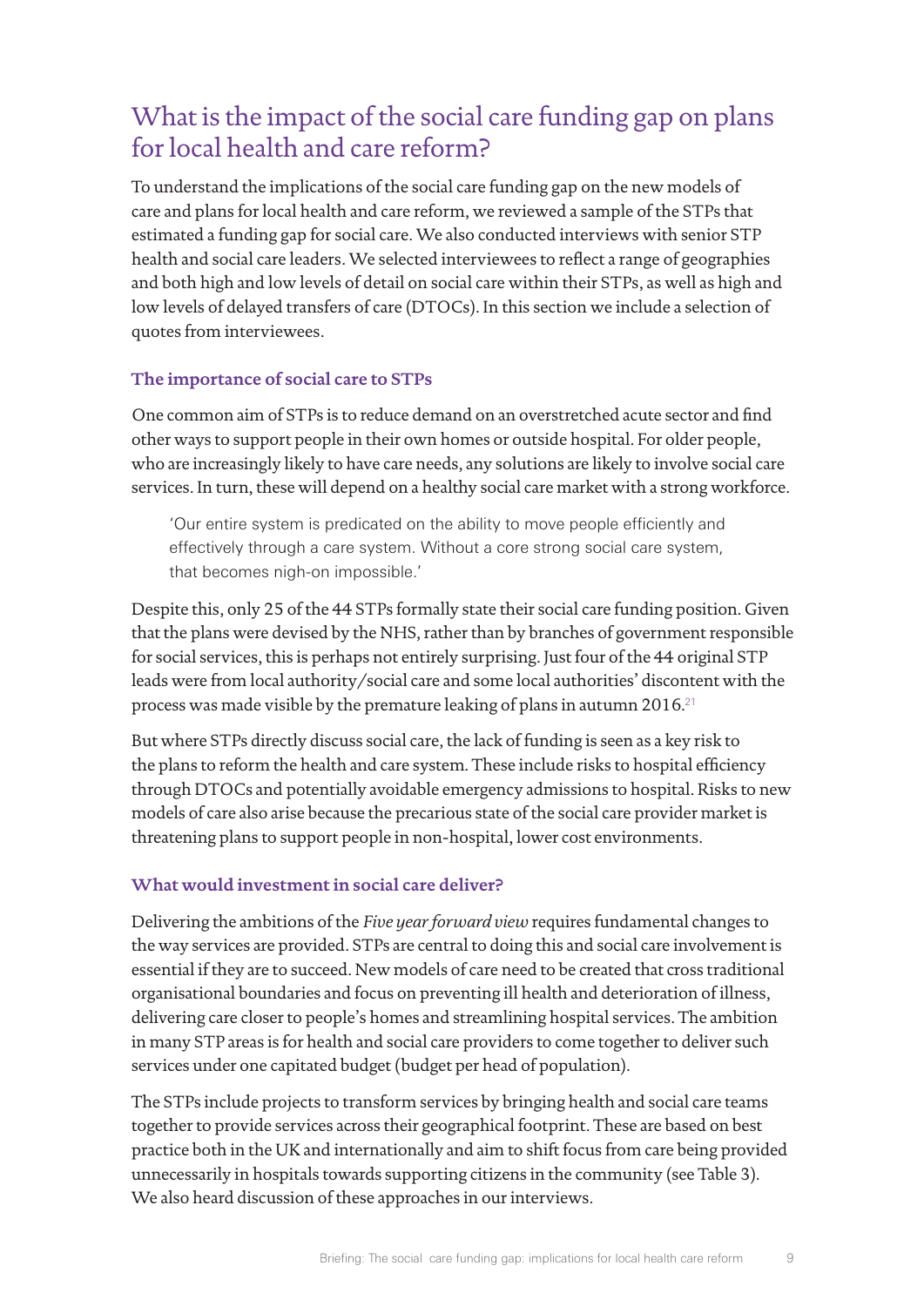## What is the impact of the social care funding gap on plans for local health and care reform?

To understand the implications of the social care funding gap on the new models of care and plans for local health and care reform, we reviewed a sample of the STPs that estimated a funding gap for social care. We also conducted interviews with senior STP health and social care leaders. We selected interviewees to reflect a range of geographies and both high and low levels of detail on social care within their STPs, as well as high and low levels of delayed transfers of care (DTOCs). In this section we include a selection of quotes from interviewees.

### The importance of social care to STPs

One common aim of STPs is to reduce demand on an overstretched acute sector and find other ways to support people in their own homes or outside hospital. For older people, who are increasingly likely to have care needs, any solutions are likely to involve social care services. In turn, these will depend on a healthy social care market with a strong workforce.

> 'Our entire system is predicated on the ability to move people efficiently and effectively through a care system. Without a core strong social care system, that becomes nigh-on impossible.'

Despite this, only 25 of the 44 STPs formally state their social care funding position. Given that the plans were devised by the NHS, rather than by branches of government responsible for social services, this is perhaps not entirely surprising. Just four of the 44 original STP leads were from local authority/social care and some local authorities' discontent with the process was made visible by the premature leaking of plans in autumn 2016.[21]

But where STPs directly discuss social care, the lack of funding is seen as a key risk to the plans to reform the health and care system. These include risks to hospital efficiency through DTOCs and potentially avoidable emergency admissions to hospital. Risks to new models of care also arise because the precarious state of the social care provider market is threatening plans to support people in non-hospital, lower cost environments.

### What would investment in social care deliver?

Delivering the ambitions of the *Five year forward view* requires fundamental changes to the way services are provided. STPs are central to doing this and social care involvement is essential if they are to succeed. New models of care need to be created that cross traditional organisational boundaries and focus on preventing ill health and deterioration of illness, delivering care closer to people's homes and streamlining hospital services. The ambition in many STP areas is for health and social care providers to come together to deliver such services under one capitated budget (budget per head of population).

The STPs include projects to transform services by bringing health and social care teams together to provide services across their geographical footprint. These are based on best practice both in the UK and internationally and aim to shift focus from care being provided unnecessarily in hospitals towards supporting citizens in the community (see Table 3). We also heard discussion of these approaches in our interviews.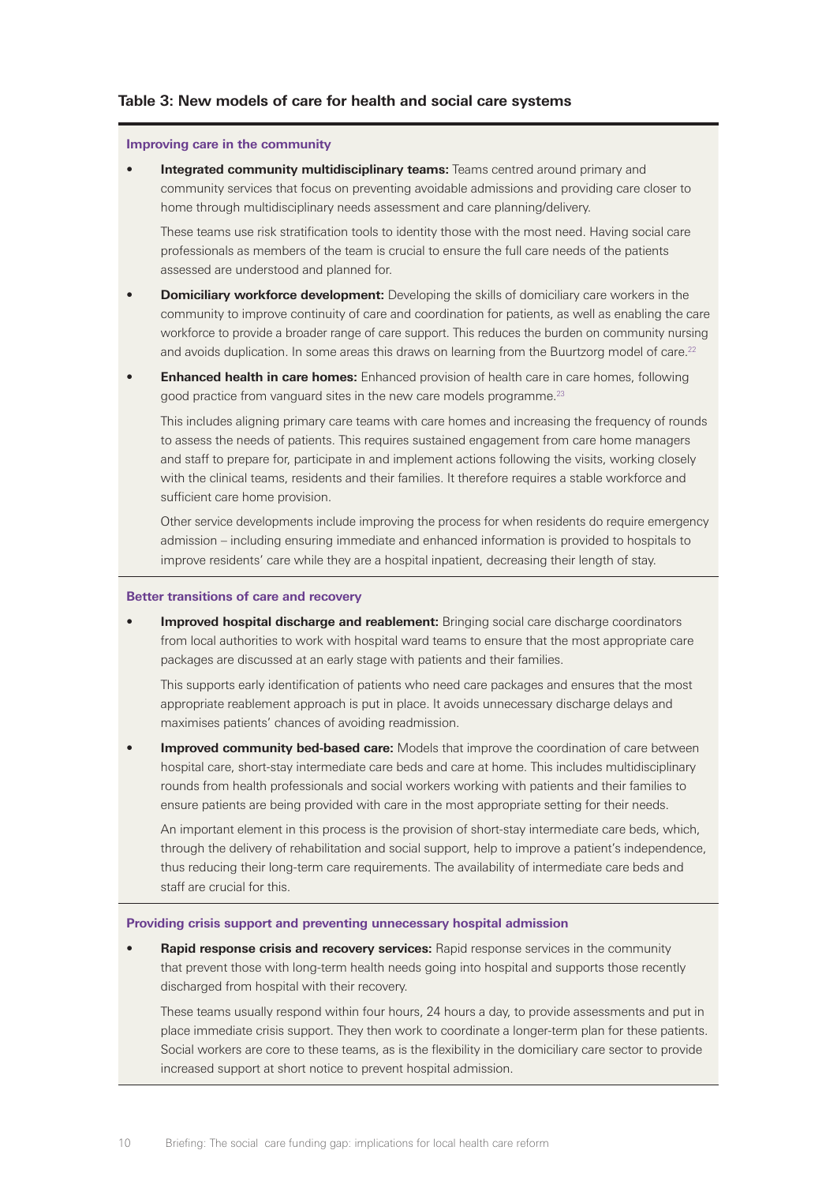**Table 3: New models of care for health and social care systems**

**Improving care in the community**

- **Integrated community multidisciplinary teams:** Teams centred around primary and community services that focus on preventing avoidable admissions and providing care closer to home through multidisciplinary needs assessment and care planning/delivery.

  These teams use risk stratification tools to identity those with the most need. Having social care professionals as members of the team is crucial to ensure the full care needs of the patients assessed are understood and planned for.

- **Domiciliary workforce development:** Developing the skills of domiciliary care workers in the community to improve continuity of care and coordination for patients, as well as enabling the care workforce to provide a broader range of care support. This reduces the burden on community nursing and avoids duplication. In some areas this draws on learning from the Buurtzorg model of care.[22]

- **Enhanced health in care homes:** Enhanced provision of health care in care homes, following good practice from vanguard sites in the new care models programme.[23]

  This includes aligning primary care teams with care homes and increasing the frequency of rounds to assess the needs of patients. This requires sustained engagement from care home managers and staff to prepare for, participate in and implement actions following the visits, working closely with the clinical teams, residents and their families. It therefore requires a stable workforce and sufficient care home provision.

  Other service developments include improving the process for when residents do require emergency admission – including ensuring immediate and enhanced information is provided to hospitals to improve residents' care while they are a hospital inpatient, decreasing their length of stay.

**Better transitions of care and recovery**

- **Improved hospital discharge and reablement:** Bringing social care discharge coordinators from local authorities to work with hospital ward teams to ensure that the most appropriate care packages are discussed at an early stage with patients and their families.

  This supports early identification of patients who need care packages and ensures that the most appropriate reablement approach is put in place. It avoids unnecessary discharge delays and maximises patients' chances of avoiding readmission.

- **Improved community bed-based care:** Models that improve the coordination of care between hospital care, short-stay intermediate care beds and care at home. This includes multidisciplinary rounds from health professionals and social workers working with patients and their families to ensure patients are being provided with care in the most appropriate setting for their needs.

  An important element in this process is the provision of short-stay intermediate care beds, which, through the delivery of rehabilitation and social support, help to improve a patient's independence, thus reducing their long-term care requirements. The availability of intermediate care beds and staff are crucial for this.

**Providing crisis support and preventing unnecessary hospital admission**

- **Rapid response crisis and recovery services:** Rapid response services in the community that prevent those with long-term health needs going into hospital and supports those recently discharged from hospital with their recovery.

  These teams usually respond within four hours, 24 hours a day, to provide assessments and put in place immediate crisis support. They then work to coordinate a longer-term plan for these patients. Social workers are core to these teams, as is the flexibility in the domiciliary care sector to provide increased support at short notice to prevent hospital admission.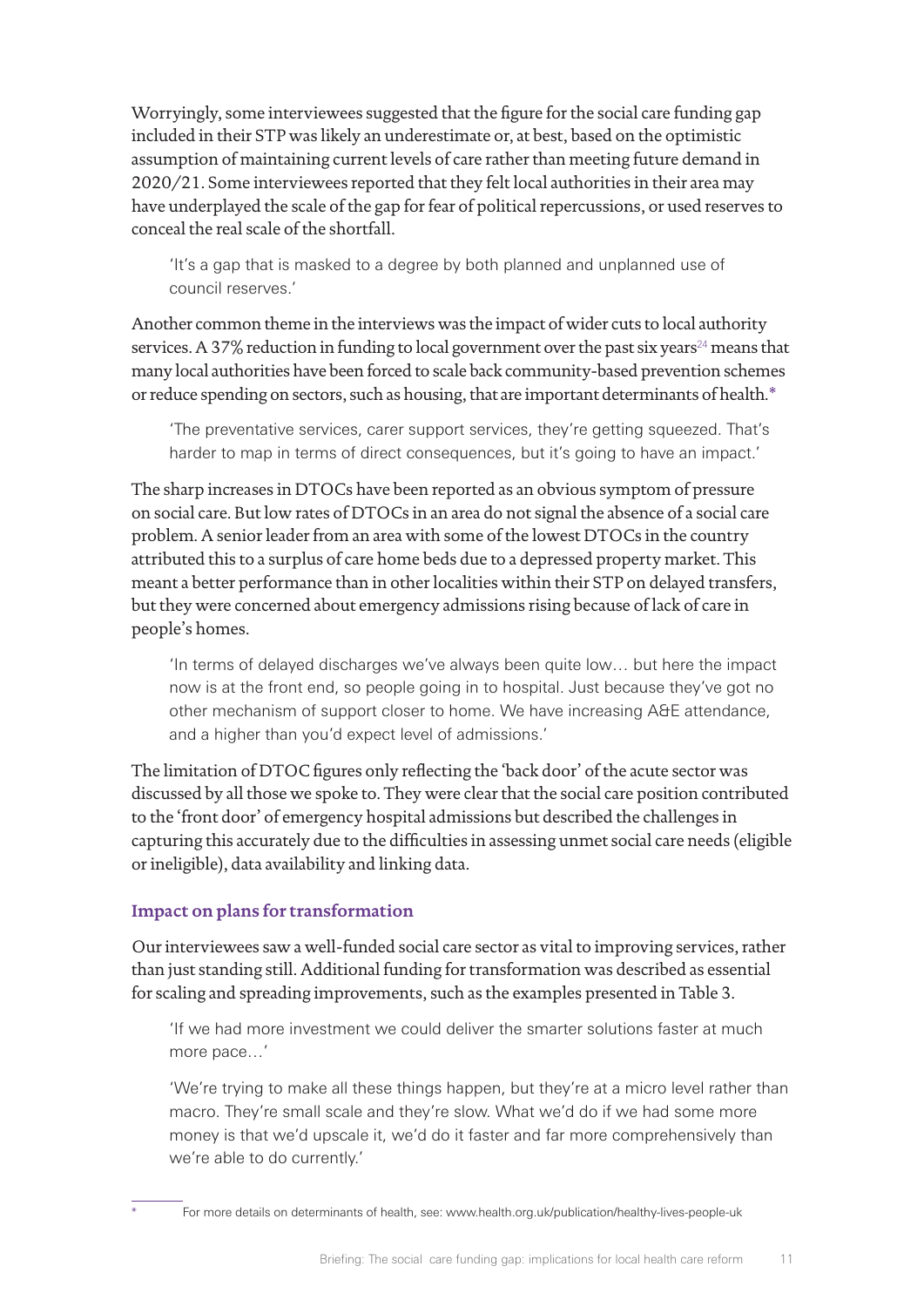Worryingly, some interviewees suggested that the figure for the social care funding gap included in their STP was likely an underestimate or, at best, based on the optimistic assumption of maintaining current levels of care rather than meeting future demand in 2020/21. Some interviewees reported that they felt local authorities in their area may have underplayed the scale of the gap for fear of political repercussions, or used reserves to conceal the real scale of the shortfall.

> 'It's a gap that is masked to a degree by both planned and unplanned use of council reserves.'

Another common theme in the interviews was the impact of wider cuts to local authority services. A 37% reduction in funding to local government over the past six years[24] means that many local authorities have been forced to scale back community-based prevention schemes or reduce spending on sectors, such as housing, that are important determinants of health.*

> 'The preventative services, carer support services, they're getting squeezed. That's harder to map in terms of direct consequences, but it's going to have an impact.'

The sharp increases in DTOCs have been reported as an obvious symptom of pressure on social care. But low rates of DTOCs in an area do not signal the absence of a social care problem. A senior leader from an area with some of the lowest DTOCs in the country attributed this to a surplus of care home beds due to a depressed property market. This meant a better performance than in other localities within their STP on delayed transfers, but they were concerned about emergency admissions rising because of lack of care in people's homes.

> 'In terms of delayed discharges we've always been quite low… but here the impact now is at the front end, so people going in to hospital. Just because they've got no other mechanism of support closer to home. We have increasing A&E attendance, and a higher than you'd expect level of admissions.'

The limitation of DTOC figures only reflecting the 'back door' of the acute sector was discussed by all those we spoke to. They were clear that the social care position contributed to the 'front door' of emergency hospital admissions but described the challenges in capturing this accurately due to the difficulties in assessing unmet social care needs (eligible or ineligible), data availability and linking data.

### Impact on plans for transformation

Our interviewees saw a well-funded social care sector as vital to improving services, rather than just standing still. Additional funding for transformation was described as essential for scaling and spreading improvements, such as the examples presented in Table 3.

> 'If we had more investment we could deliver the smarter solutions faster at much more pace…'

> 'We're trying to make all these things happen, but they're at a micro level rather than macro. They're small scale and they're slow. What we'd do if we had some more money is that we'd upscale it, we'd do it faster and far more comprehensively than we're able to do currently.'

---

* For more details on determinants of health, see: www.health.org.uk/publication/healthy-lives-people-uk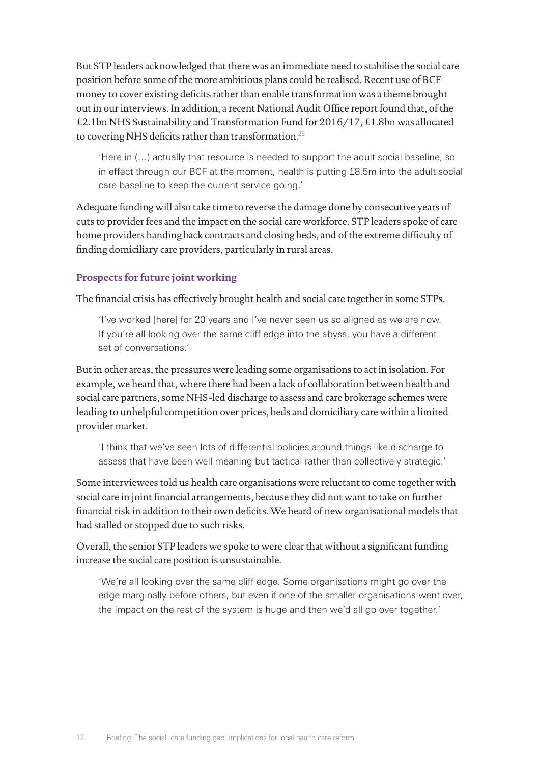But STP leaders acknowledged that there was an immediate need to stabilise the social care position before some of the more ambitious plans could be realised. Recent use of BCF money to cover existing deficits rather than enable transformation was a theme brought out in our interviews. In addition, a recent National Audit Office report found that, of the £2.1bn NHS Sustainability and Transformation Fund for 2016/17, £1.8bn was allocated to covering NHS deficits rather than transformation.[25]

> 'Here in (…) actually that resource is needed to support the adult social baseline, so in effect through our BCF at the moment, health is putting £8.5m into the adult social care baseline to keep the current service going.'

Adequate funding will also take time to reverse the damage done by consecutive years of cuts to provider fees and the impact on the social care workforce. STP leaders spoke of care home providers handing back contracts and closing beds, and of the extreme difficulty of finding domiciliary care providers, particularly in rural areas.

### Prospects for future joint working

The financial crisis has effectively brought health and social care together in some STPs.

> 'I've worked [here] for 20 years and I've never seen us so aligned as we are now. If you're all looking over the same cliff edge into the abyss, you have a different set of conversations.'

But in other areas, the pressures were leading some organisations to act in isolation. For example, we heard that, where there had been a lack of collaboration between health and social care partners, some NHS-led discharge to assess and care brokerage schemes were leading to unhelpful competition over prices, beds and domiciliary care within a limited provider market.

> 'I think that we've seen lots of differential policies around things like discharge to assess that have been well meaning but tactical rather than collectively strategic.'

Some interviewees told us health care organisations were reluctant to come together with social care in joint financial arrangements, because they did not want to take on further financial risk in addition to their own deficits. We heard of new organisational models that had stalled or stopped due to such risks.

Overall, the senior STP leaders we spoke to were clear that without a significant funding increase the social care position is unsustainable.

> 'We're all looking over the same cliff edge. Some organisations might go over the edge marginally before others, but even if one of the smaller organisations went over, the impact on the rest of the system is huge and then we'd all go over together.'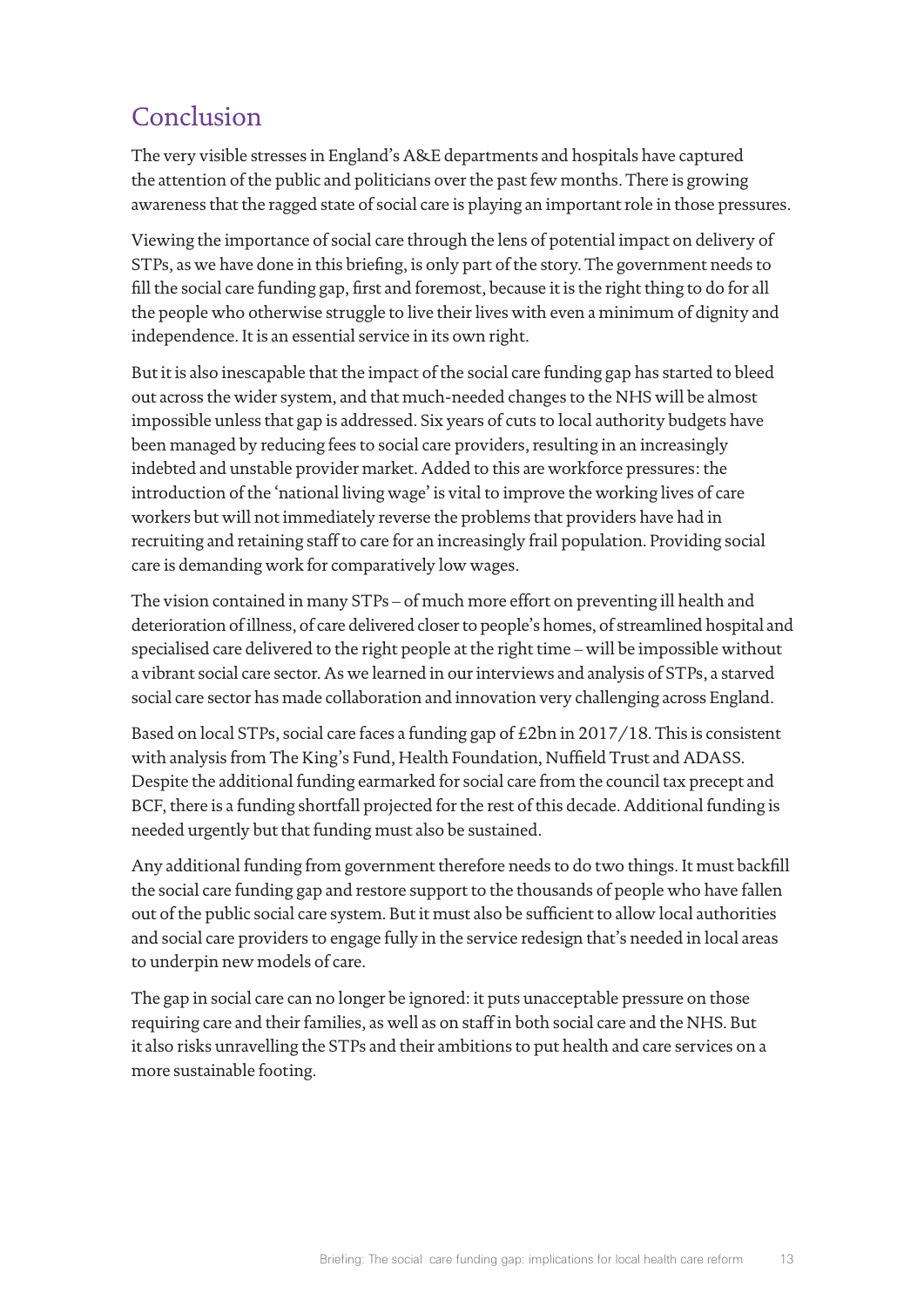## Conclusion

The very visible stresses in England's A&E departments and hospitals have captured the attention of the public and politicians over the past few months. There is growing awareness that the ragged state of social care is playing an important role in those pressures.

Viewing the importance of social care through the lens of potential impact on delivery of STPs, as we have done in this briefing, is only part of the story. The government needs to fill the social care funding gap, first and foremost, because it is the right thing to do for all the people who otherwise struggle to live their lives with even a minimum of dignity and independence. It is an essential service in its own right.

But it is also inescapable that the impact of the social care funding gap has started to bleed out across the wider system, and that much-needed changes to the NHS will be almost impossible unless that gap is addressed. Six years of cuts to local authority budgets have been managed by reducing fees to social care providers, resulting in an increasingly indebted and unstable provider market. Added to this are workforce pressures: the introduction of the 'national living wage' is vital to improve the working lives of care workers but will not immediately reverse the problems that providers have had in recruiting and retaining staff to care for an increasingly frail population. Providing social care is demanding work for comparatively low wages.

The vision contained in many STPs – of much more effort on preventing ill health and deterioration of illness, of care delivered closer to people's homes, of streamlined hospital and specialised care delivered to the right people at the right time – will be impossible without a vibrant social care sector. As we learned in our interviews and analysis of STPs, a starved social care sector has made collaboration and innovation very challenging across England.

Based on local STPs, social care faces a funding gap of £2bn in 2017/18. This is consistent with analysis from The King's Fund, Health Foundation, Nuffield Trust and ADASS. Despite the additional funding earmarked for social care from the council tax precept and BCF, there is a funding shortfall projected for the rest of this decade. Additional funding is needed urgently but that funding must also be sustained.

Any additional funding from government therefore needs to do two things. It must backfill the social care funding gap and restore support to the thousands of people who have fallen out of the public social care system. But it must also be sufficient to allow local authorities and social care providers to engage fully in the service redesign that's needed in local areas to underpin new models of care.

The gap in social care can no longer be ignored: it puts unacceptable pressure on those requiring care and their families, as well as on staff in both social care and the NHS. But it also risks unravelling the STPs and their ambitions to put health and care services on a more sustainable footing.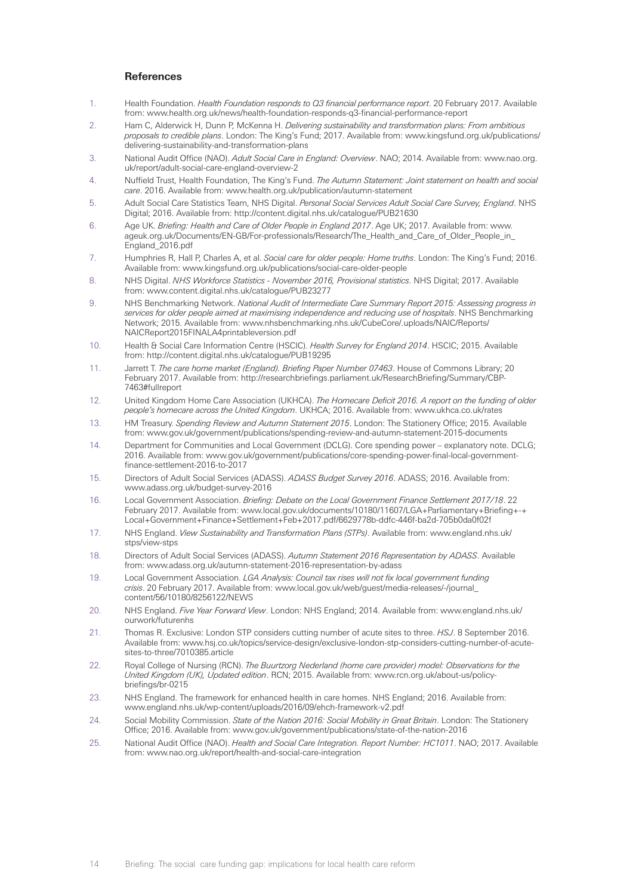## References

1. Health Foundation. *Health Foundation responds to Q3 financial performance report*. 20 February 2017. Available from: www.health.org.uk/news/health-foundation-responds-q3-financial-performance-report
2. Ham C, Alderwick H, Dunn P, McKenna H. *Delivering sustainability and transformation plans: From ambitious proposals to credible plans*. London: The King's Fund; 2017. Available from: www.kingsfund.org.uk/publications/delivering-sustainability-and-transformation-plans
3. National Audit Office (NAO). *Adult Social Care in England: Overview*. NAO; 2014. Available from: www.nao.org.uk/report/adult-social-care-england-overview-2
4. Nuffield Trust, Health Foundation, The King's Fund. *The Autumn Statement: Joint statement on health and social care*. 2016. Available from: www.health.org.uk/publication/autumn-statement
5. Adult Social Care Statistics Team, NHS Digital. *Personal Social Services Adult Social Care Survey, England*. NHS Digital; 2016. Available from: http://content.digital.nhs.uk/catalogue/PUB21630
6. Age UK. *Briefing: Health and Care of Older People in England 2017*. Age UK; 2017. Available from: www.ageuk.org.uk/Documents/EN-GB/For-professionals/Research/The_Health_and_Care_of_Older_People_in_England_2016.pdf
7. Humphries R, Hall P, Charles A, et al. *Social care for older people: Home truths*. London: The King's Fund; 2016. Available from: www.kingsfund.org.uk/publications/social-care-older-people
8. NHS Digital. *NHS Workforce Statistics - November 2016, Provisional statistics*. NHS Digital; 2017. Available from: www.content.digital.nhs.uk/catalogue/PUB23277
9. NHS Benchmarking Network. *National Audit of Intermediate Care Summary Report 2015: Assessing progress in services for older people aimed at maximising independence and reducing use of hospitals*. NHS Benchmarking Network; 2015. Available from: www.nhsbenchmarking.nhs.uk/CubeCore/.uploads/NAIC/Reports/NAICReport2015FINALA4printableversion.pdf
10. Health & Social Care Information Centre (HSCIC). *Health Survey for England 2014*. HSCIC; 2015. Available from: http://content.digital.nhs.uk/catalogue/PUB19295
11. Jarrett T. *The care home market (England). Briefing Paper Number 07463*. House of Commons Library; 20 February 2017. Available from: http://researchbriefings.parliament.uk/ResearchBriefing/Summary/CBP-7463#fullreport
12. United Kingdom Home Care Association (UKHCA). *The Homecare Deficit 2016. A report on the funding of older people's homecare across the United Kingdom*. UKHCA; 2016. Available from: www.ukhca.co.uk/rates
13. HM Treasury. *Spending Review and Autumn Statement 2015*. London: The Stationery Office; 2015. Available from: www.gov.uk/government/publications/spending-review-and-autumn-statement-2015-documents
14. Department for Communities and Local Government (DCLG). Core spending power – explanatory note. DCLG; 2016. Available from: www.gov.uk/government/publications/core-spending-power-final-local-government-finance-settlement-2016-to-2017
15. Directors of Adult Social Services (ADASS). *ADASS Budget Survey 2016*. ADASS; 2016. Available from: www.adass.org.uk/budget-survey-2016
16. Local Government Association. *Briefing: Debate on the Local Government Finance Settlement 2017/18*. 22 February 2017. Available from: www.local.gov.uk/documents/10180/11607/LGA+Parliamentary+Briefing+-+Local+Government+Finance+Settlement+Feb+2017.pdf/6629778b-ddfc-446f-ba2d-705b0da0f02f
17. NHS England. *View Sustainability and Transformation Plans (STPs)*. Available from: www.england.nhs.uk/stps/view-stps
18. Directors of Adult Social Services (ADASS). *Autumn Statement 2016 Representation by ADASS*. Available from: www.adass.org.uk/autumn-statement-2016-representation-by-adass
19. Local Government Association. *LGA Analysis: Council tax rises will not fix local government funding crisis*. 20 February 2017. Available from: www.local.gov.uk/web/guest/media-releases/-/journal_content/56/10180/8256122/NEWS
20. NHS England. *Five Year Forward View*. London: NHS England; 2014. Available from: www.england.nhs.uk/ourwork/futurenhs
21. Thomas R. Exclusive: London STP considers cutting number of acute sites to three. *HSJ*. 8 September 2016. Available from: www.hsj.co.uk/topics/service-design/exclusive-london-stp-considers-cutting-number-of-acute-sites-to-three/7010385.article
22. Royal College of Nursing (RCN). *The Buurtzorg Nederland (home care provider) model: Observations for the United Kingdom (UK), Updated edition*. RCN; 2015. Available from: www.rcn.org.uk/about-us/policy-briefings/br-0215
23. NHS England. The framework for enhanced health in care homes. NHS England; 2016. Available from: www.england.nhs.uk/wp-content/uploads/2016/09/ehch-framework-v2.pdf
24. Social Mobility Commission. *State of the Nation 2016: Social Mobility in Great Britain*. London: The Stationery Office; 2016. Available from: www.gov.uk/government/publications/state-of-the-nation-2016
25. National Audit Office (NAO). *Health and Social Care Integration. Report Number: HC1011*. NAO; 2017. Available from: www.nao.org.uk/report/health-and-social-care-integration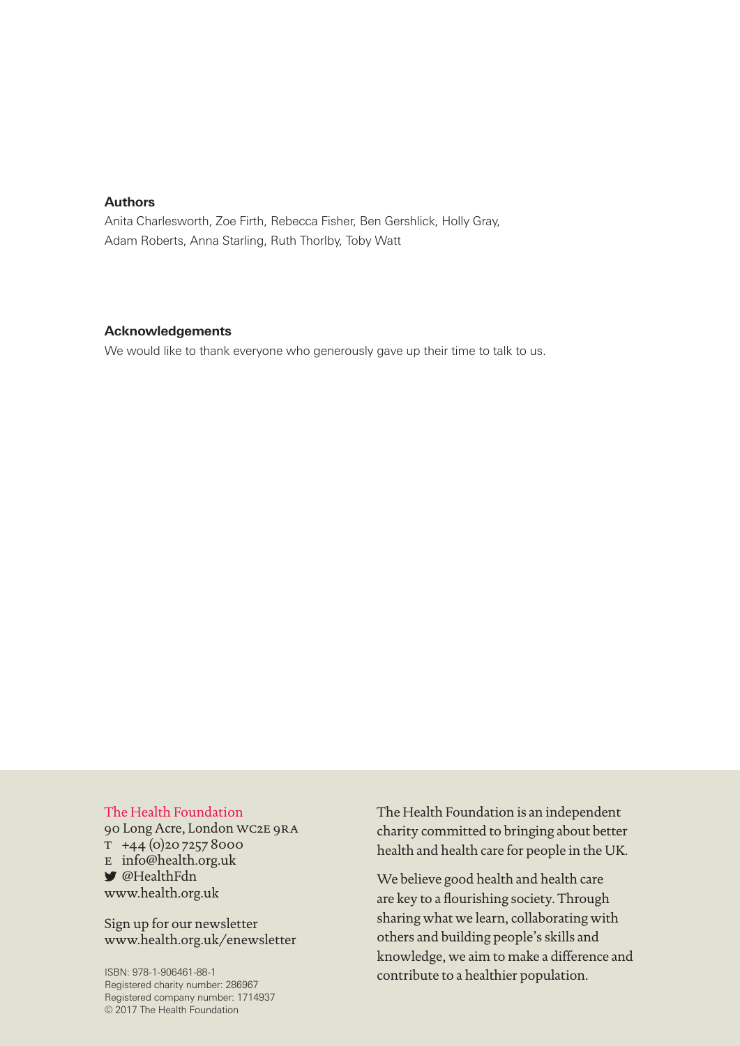**Authors**

Anita Charlesworth, Zoe Firth, Rebecca Fisher, Ben Gershlick, Holly Gray, Adam Roberts, Anna Starling, Ruth Thorlby, Toby Watt

**Acknowledgements**

We would like to thank everyone who generously gave up their time to talk to us.

The Health Foundation
90 Long Acre, London WC2E 9RA
T +44 (0)20 7257 8000
E info@health.org.uk
@HealthFdn
www.health.org.uk

Sign up for our newsletter
www.health.org.uk/enewsletter

ISBN: 978-1-906461-88-1
Registered charity number: 286967
Registered company number: 1714937
© 2017 The Health Foundation

The Health Foundation is an independent charity committed to bringing about better health and health care for people in the UK.

We believe good health and health care are key to a flourishing society. Through sharing what we learn, collaborating with others and building people's skills and knowledge, we aim to make a difference and contribute to a healthier population.